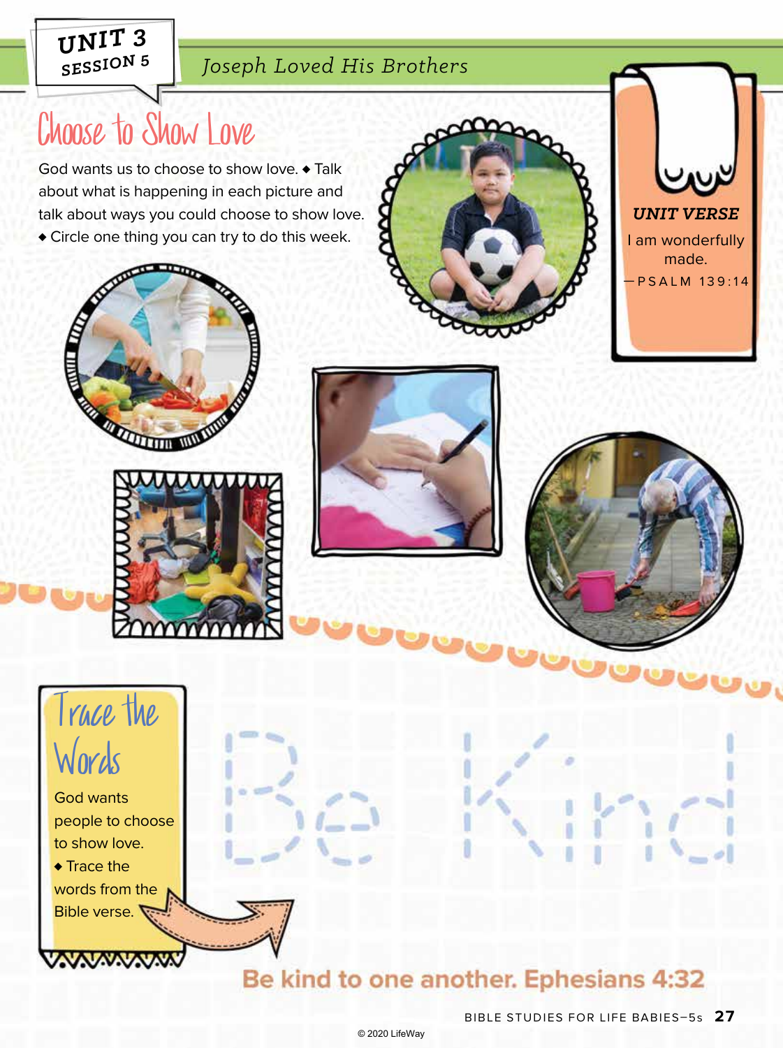UNIT 3
SESSION 5

Joseph Loved His Brothers

# Choose to Show Love

God wants us to choose to show love. ◆ Talk about what is happening in each picture and talk about ways you could choose to show love. ◆ Circle one thing you can try to do this week.

***UNIT VERSE***

I am wonderfully made.

—PSALM 139:14

## Trace the Words

God wants people to choose to show love. ◆ Trace the words from the Bible verse.

Be Kind

**Be kind to one another. Ephesians 4:32**

© 2020 LifeWay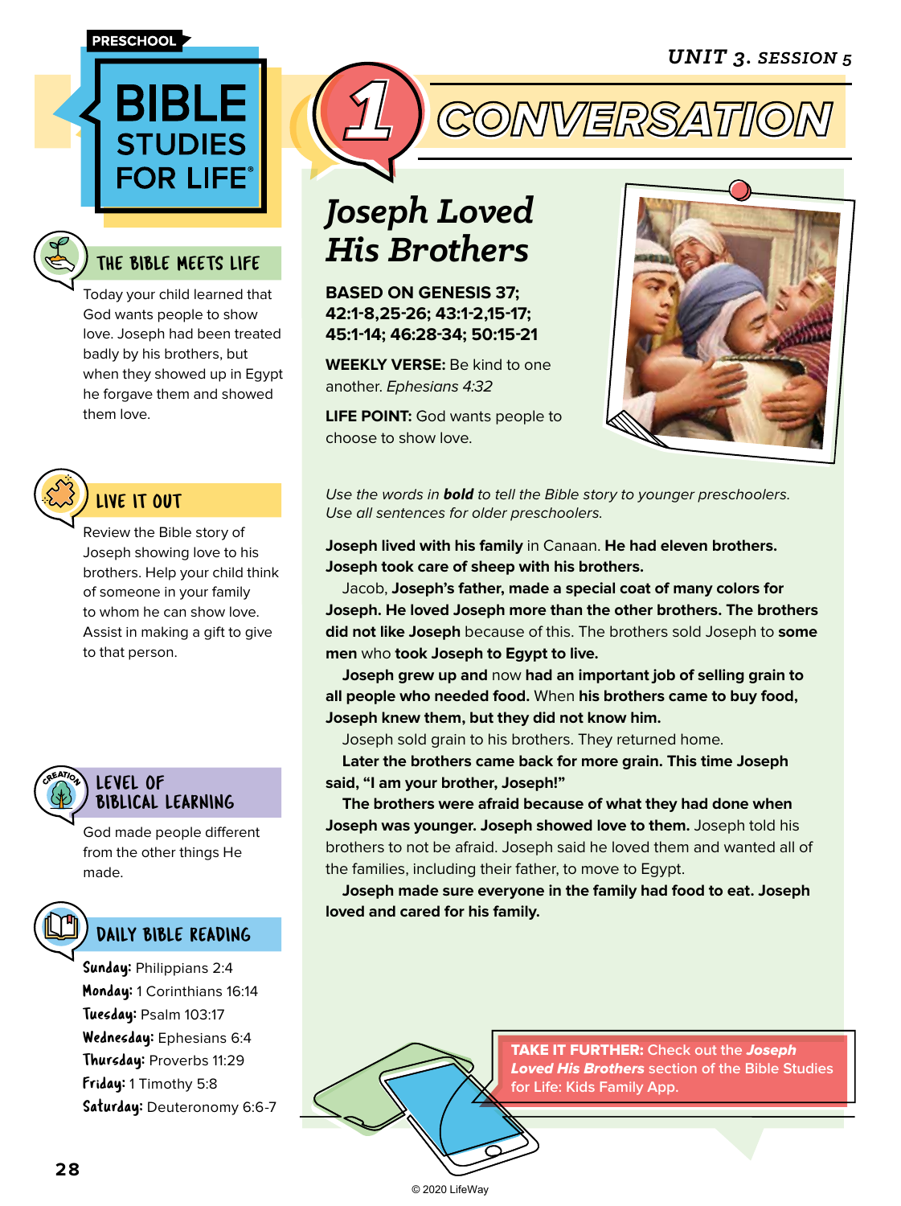PRESCHOOL

# BIBLE STUDIES FOR LIFE®

UNIT 3. SESSION 5

## THE BIBLE MEETS LIFE

Today your child learned that God wants people to show love. Joseph had been treated badly by his brothers, but when they showed up in Egypt he forgave them and showed them love.

## LIVE IT OUT

Review the Bible story of Joseph showing love to his brothers. Help your child think of someone in your family to whom he can show love. Assist in making a gift to give to that person.

## LEVEL OF BIBLICAL LEARNING

CREATION

God made people different from the other things He made.

## DAILY BIBLE READING

**Sunday:** Philippians 2:4
**Monday:** 1 Corinthians 16:14
**Tuesday:** Psalm 103:17
**Wednesday:** Ephesians 6:4
**Thursday:** Proverbs 11:29
**Friday:** 1 Timothy 5:8
**Saturday:** Deuteronomy 6:6-7

# 1 CONVERSATION

## *Joseph Loved His Brothers*

**BASED ON GENESIS 37; 42:1-8,25-26; 43:1-2,15-17; 45:1-14; 46:28-34; 50:15-21**

**WEEKLY VERSE:** Be kind to one another. *Ephesians 4:32*

**LIFE POINT:** God wants people to choose to show love.

*Use the words in **bold** to tell the Bible story to younger preschoolers. Use all sentences for older preschoolers.*

**Joseph lived with his family** in Canaan. **He had eleven brothers. Joseph took care of sheep with his brothers.**

Jacob, **Joseph's father, made a special coat of many colors for Joseph. He loved Joseph more than the other brothers. The brothers did not like Joseph** because of this. The brothers sold Joseph to **some men** who **took Joseph to Egypt to live.**

**Joseph grew up and** now **had an important job of selling grain to all people who needed food.** When **his brothers came to buy food, Joseph knew them, but they did not know him.**

Joseph sold grain to his brothers. They returned home.

**Later the brothers came back for more grain. This time Joseph said, "I am your brother, Joseph!"**

**The brothers were afraid because of what they had done when Joseph was younger. Joseph showed love to them.** Joseph told his brothers to not be afraid. Joseph said he loved them and wanted all of the families, including their father, to move to Egypt.

**Joseph made sure everyone in the family had food to eat. Joseph loved and cared for his family.**

**TAKE IT FURTHER:** Check out the ***Joseph Loved His Brothers*** section of the Bible Studies for Life: Kids Family App.

© 2020 LifeWay